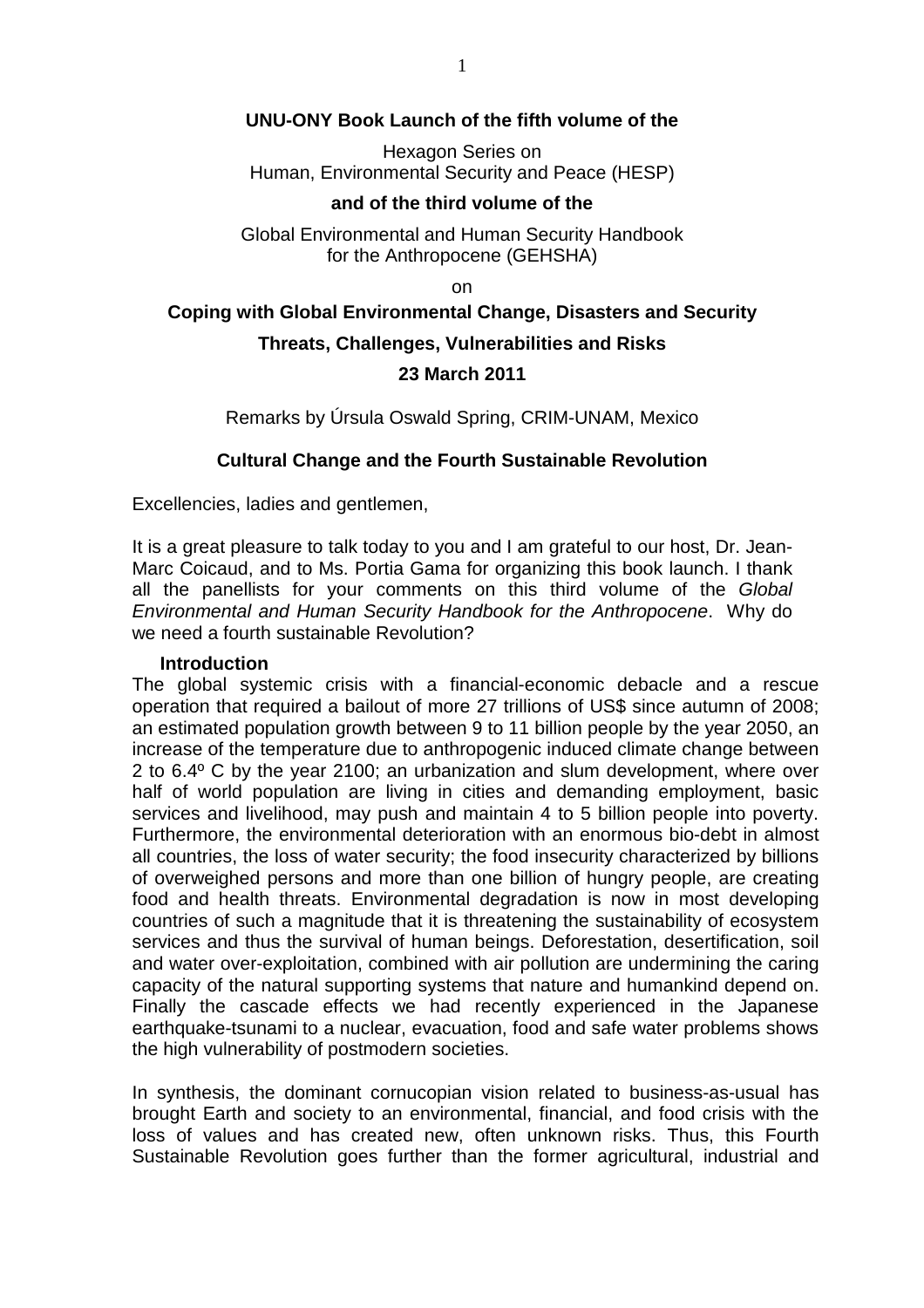**UNU-ONY Book Launch of the fifth volume of the**

Hexagon Series on
Human, Environmental Security and Peace (HESP)

**and of the third volume of the**

Global Environmental and Human Security Handbook
for the Anthropocene (GEHSHA)

on

**Coping with Global Environmental Change, Disasters and Security**

**Threats, Challenges, Vulnerabilities and Risks**

**23 March 2011**

Remarks by Úrsula Oswald Spring, CRIM-UNAM, Mexico

## Cultural Change and the Fourth Sustainable Revolution

Excellencies, ladies and gentlemen,

It is a great pleasure to talk today to you and I am grateful to our host, Dr. Jean-Marc Coicaud, and to Ms. Portia Gama for organizing this book launch. I thank all the panellists for your comments on this third volume of the *Global Environmental and Human Security Handbook for the Anthropocene*. Why do we need a fourth sustainable Revolution?

### Introduction

The global systemic crisis with a financial-economic debacle and a rescue operation that required a bailout of more 27 trillions of US$ since autumn of 2008; an estimated population growth between 9 to 11 billion people by the year 2050, an increase of the temperature due to anthropogenic induced climate change between 2 to 6.4º C by the year 2100; an urbanization and slum development, where over half of world population are living in cities and demanding employment, basic services and livelihood, may push and maintain 4 to 5 billion people into poverty. Furthermore, the environmental deterioration with an enormous bio-debt in almost all countries, the loss of water security; the food insecurity characterized by billions of overweighed persons and more than one billion of hungry people, are creating food and health threats. Environmental degradation is now in most developing countries of such a magnitude that it is threatening the sustainability of ecosystem services and thus the survival of human beings. Deforestation, desertification, soil and water over-exploitation, combined with air pollution are undermining the caring capacity of the natural supporting systems that nature and humankind depend on. Finally the cascade effects we had recently experienced in the Japanese earthquake-tsunami to a nuclear, evacuation, food and safe water problems shows the high vulnerability of postmodern societies.

In synthesis, the dominant cornucopian vision related to business-as-usual has brought Earth and society to an environmental, financial, and food crisis with the loss of values and has created new, often unknown risks. Thus, this Fourth Sustainable Revolution goes further than the former agricultural, industrial and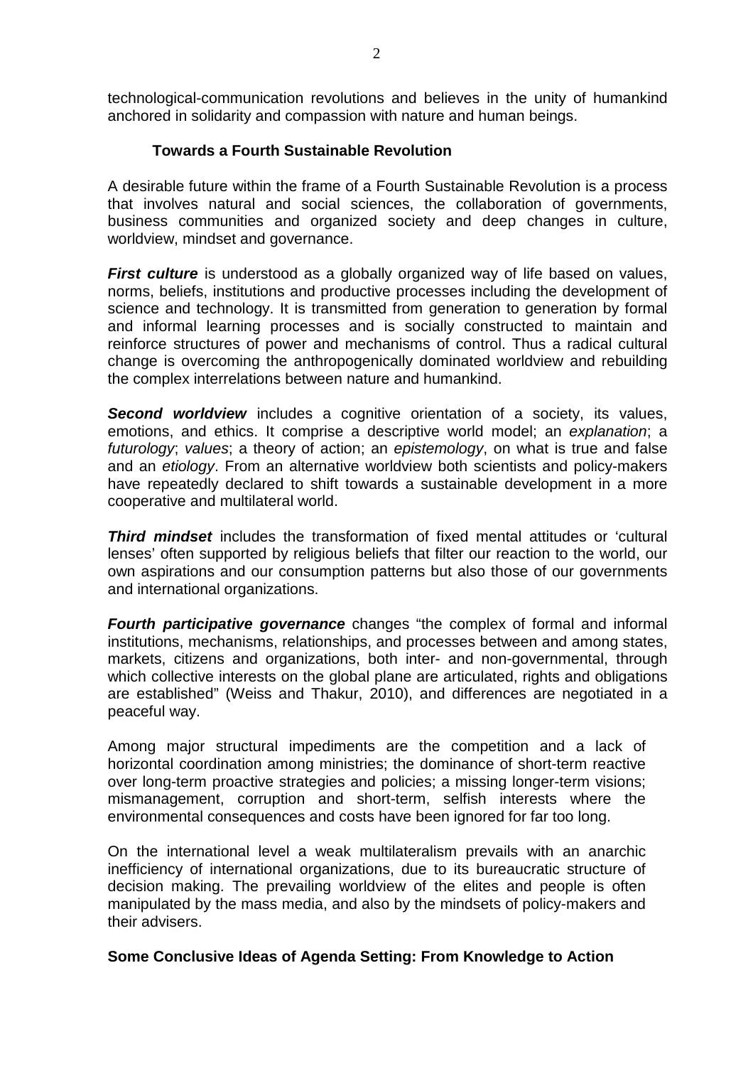technological-communication revolutions and believes in the unity of humankind anchored in solidarity and compassion with nature and human beings.

## Towards a Fourth Sustainable Revolution

A desirable future within the frame of a Fourth Sustainable Revolution is a process that involves natural and social sciences, the collaboration of governments, business communities and organized society and deep changes in culture, worldview, mindset and governance.

***First culture*** is understood as a globally organized way of life based on values, norms, beliefs, institutions and productive processes including the development of science and technology. It is transmitted from generation to generation by formal and informal learning processes and is socially constructed to maintain and reinforce structures of power and mechanisms of control. Thus a radical cultural change is overcoming the anthropogenically dominated worldview and rebuilding the complex interrelations between nature and humankind.

***Second worldview*** includes a cognitive orientation of a society, its values, emotions, and ethics. It comprise a descriptive world model; an *explanation*; a *futurology*; *values*; a theory of action; an *epistemology*, on what is true and false and an *etiology*. From an alternative worldview both scientists and policy-makers have repeatedly declared to shift towards a sustainable development in a more cooperative and multilateral world.

***Third mindset*** includes the transformation of fixed mental attitudes or 'cultural lenses' often supported by religious beliefs that filter our reaction to the world, our own aspirations and our consumption patterns but also those of our governments and international organizations.

***Fourth participative governance*** changes "the complex of formal and informal institutions, mechanisms, relationships, and processes between and among states, markets, citizens and organizations, both inter- and non-governmental, through which collective interests on the global plane are articulated, rights and obligations are established" (Weiss and Thakur, 2010), and differences are negotiated in a peaceful way.

Among major structural impediments are the competition and a lack of horizontal coordination among ministries; the dominance of short-term reactive over long-term proactive strategies and policies; a missing longer-term visions; mismanagement, corruption and short-term, selfish interests where the environmental consequences and costs have been ignored for far too long.

On the international level a weak multilateralism prevails with an anarchic inefficiency of international organizations, due to its bureaucratic structure of decision making. The prevailing worldview of the elites and people is often manipulated by the mass media, and also by the mindsets of policy-makers and their advisers.

## Some Conclusive Ideas of Agenda Setting: From Knowledge to Action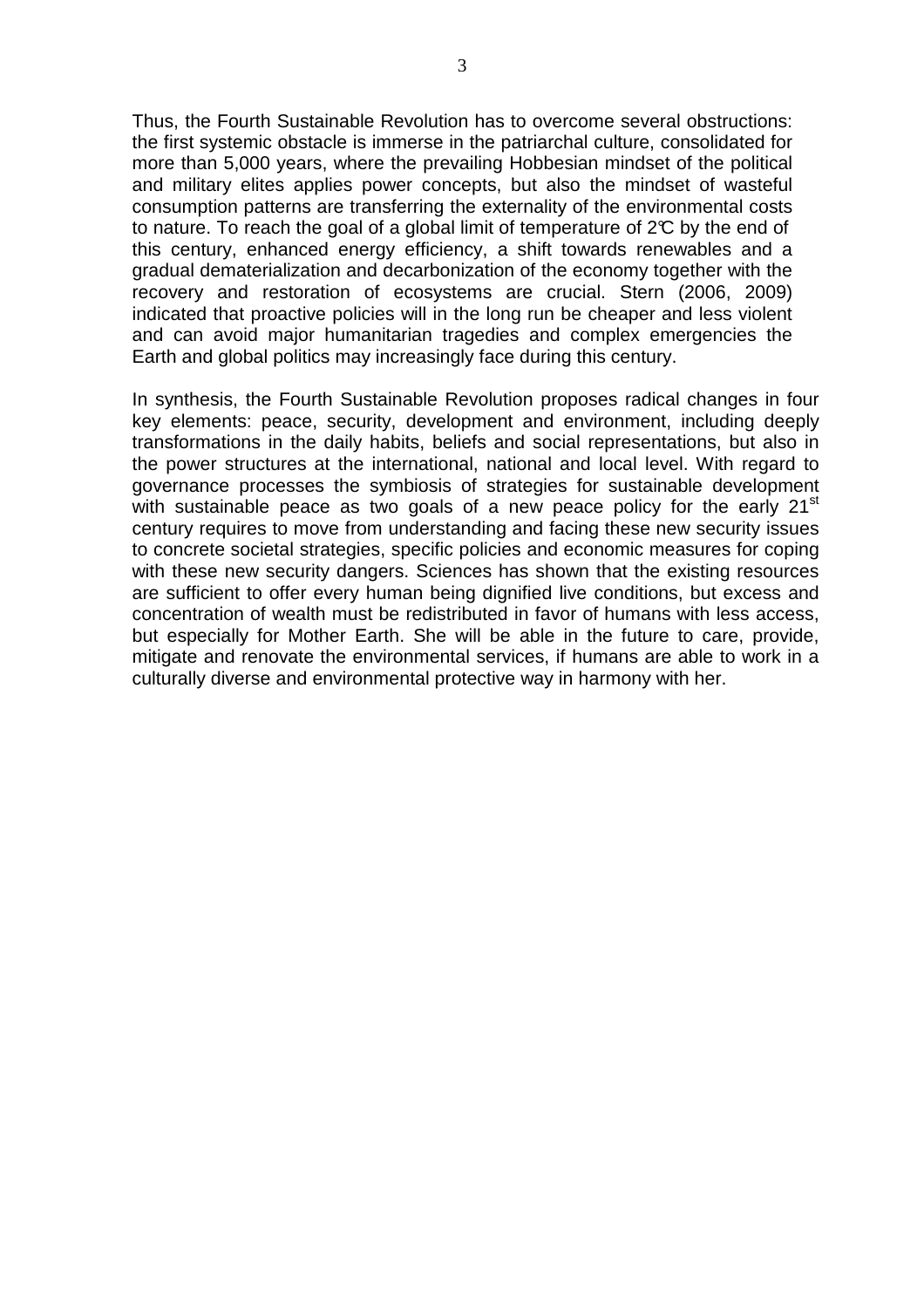Thus, the Fourth Sustainable Revolution has to overcome several obstructions: the first systemic obstacle is immerse in the patriarchal culture, consolidated for more than 5,000 years, where the prevailing Hobbesian mindset of the political and military elites applies power concepts, but also the mindset of wasteful consumption patterns are transferring the externality of the environmental costs to nature. To reach the goal of a global limit of temperature of 2°C by the end of this century, enhanced energy efficiency, a shift towards renewables and a gradual dematerialization and decarbonization of the economy together with the recovery and restoration of ecosystems are crucial. Stern (2006, 2009) indicated that proactive policies will in the long run be cheaper and less violent and can avoid major humanitarian tragedies and complex emergencies the Earth and global politics may increasingly face during this century.

In synthesis, the Fourth Sustainable Revolution proposes radical changes in four key elements: peace, security, development and environment, including deeply transformations in the daily habits, beliefs and social representations, but also in the power structures at the international, national and local level. With regard to governance processes the symbiosis of strategies for sustainable development with sustainable peace as two goals of a new peace policy for the early 21st century requires to move from understanding and facing these new security issues to concrete societal strategies, specific policies and economic measures for coping with these new security dangers. Sciences has shown that the existing resources are sufficient to offer every human being dignified live conditions, but excess and concentration of wealth must be redistributed in favor of humans with less access, but especially for Mother Earth. She will be able in the future to care, provide, mitigate and renovate the environmental services, if humans are able to work in a culturally diverse and environmental protective way in harmony with her.